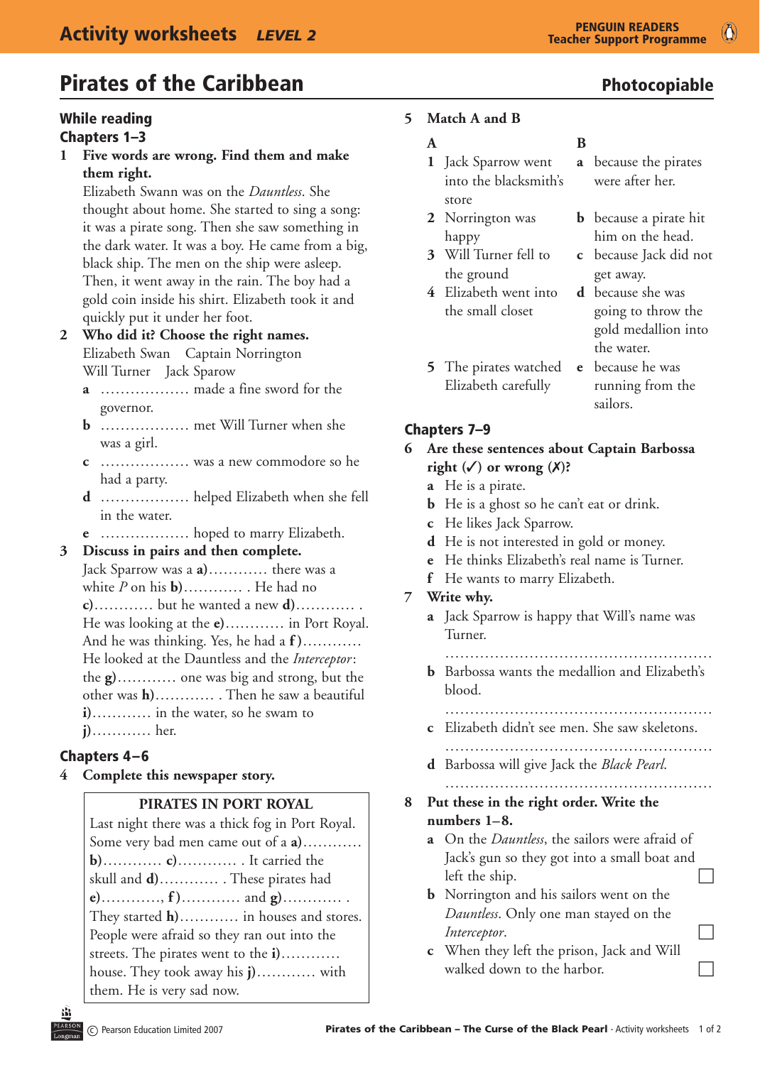# Pirates of the Caribbean

**Photocopiable**

## While reading

### Chapters 1–3

**1 Five words are wrong. Find them and make them right.**

Elizabeth Swann was on the *Dauntless*. She thought about home. She started to sing a song: it was a pirate song. Then she saw something in the dark water. It was a boy. He came from a big, black ship. The men on the ship were asleep. Then, it went away in the rain. The boy had a gold coin inside his shirt. Elizabeth took it and quickly put it under her foot.

**2 Who did it? Choose the right names.**

Elizabeth Swan   Captain Norrington
Will Turner   Jack Sparow

- **a** .................. made a fine sword for the governor.
- **b** .................. met Will Turner when she was a girl.
- **c** .................. was a new commodore so he had a party.
- **d** .................. helped Elizabeth when she fell in the water.
- **e** .................. hoped to marry Elizabeth.

**3 Discuss in pairs and then complete.**

Jack Sparrow was a **a)**............ there was a white *P* on his **b)**............ . He had no **c)**............ but he wanted a new **d)**............ . He was looking at the **e)**............ in Port Royal. And he was thinking. Yes, he had a **f)**............ He looked at the Dauntless and the *Interceptor*: the **g)**............ one was big and strong, but the other was **h)**............ . Then he saw a beautiful **i)**............ in the water, so he swam to **j)**............ her.

### Chapters 4–6

**4 Complete this newspaper story.**

> **PIRATES IN PORT ROYAL**
>
> Last night there was a thick fog in Port Royal. Some very bad men came out of a **a)**............ **b)**............ **c)**............ . It carried the skull and **d)**............ . These pirates had **e)**............, **f)**............ and **g)**............ . They started **h)**............ in houses and stores. People were afraid so they ran out into the streets. The pirates went to the **i)**............ house. They took away his **j)**............ with them. He is very sad now.

**5 Match A and B**

| A | B |
|---|---|
| **1** Jack Sparrow went into the blacksmith's store | **a** because the pirates were after her. |
| **2** Norrington was happy | **b** because a pirate hit him on the head. |
| **3** Will Turner fell to the ground | **c** because Jack did not get away. |
| **4** Elizabeth went into the small closet | **d** because she was going to throw the gold medallion into the water. |
| **5** The pirates watched Elizabeth carefully | **e** because he was running from the sailors. |

### Chapters 7–9

**6 Are these sentences about Captain Barbossa right (✓) or wrong (✗)?**

- **a** He is a pirate.
- **b** He is a ghost so he can't eat or drink.
- **c** He likes Jack Sparrow.
- **d** He is not interested in gold or money.
- **e** He thinks Elizabeth's real name is Turner.
- **f** He wants to marry Elizabeth.

**7 Write why.**

- **a** Jack Sparrow is happy that Will's name was Turner.

  ......................................................
- **b** Barbossa wants the medallion and Elizabeth's blood.

  ......................................................
- **c** Elizabeth didn't see men. She saw skeletons.

  ......................................................
- **d** Barbossa will give Jack the *Black Pearl*.

  ......................................................

**8 Put these in the right order. Write the numbers 1–8.**

- **a** On the *Dauntless*, the sailors were afraid of Jack's gun so they got into a small boat and left the ship. ☐
- **b** Norrington and his sailors went on the *Dauntless*. Only one man stayed on the *Interceptor*. ☐
- **c** When they left the prison, Jack and Will walked down to the harbor. ☐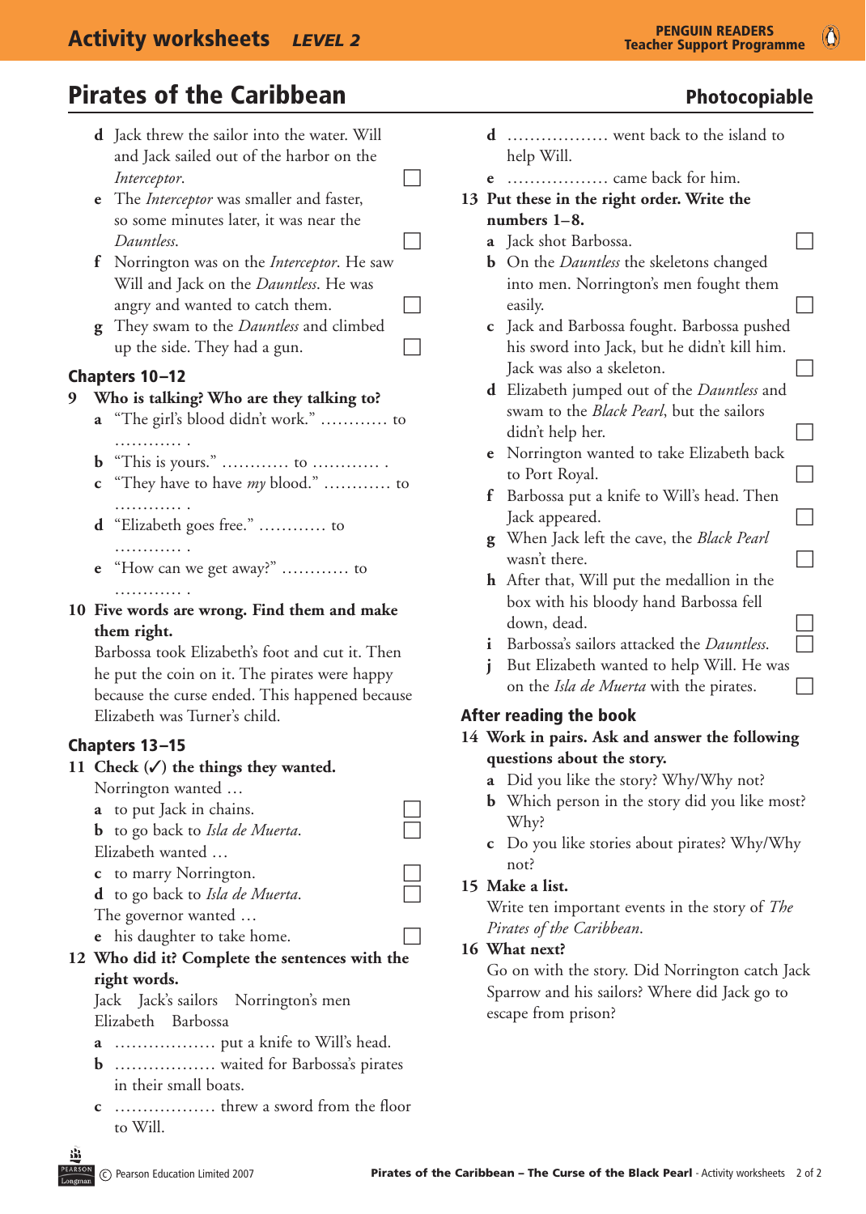## Pirates of the Caribbean

**Photocopiable**

- **d** Jack threw the sailor into the water. Will and Jack sailed out of the harbor on the *Interceptor*. ☐
- **e** The *Interceptor* was smaller and faster, so some minutes later, it was near the *Dauntless*. ☐
- **f** Norrington was on the *Interceptor*. He saw Will and Jack on the *Dauntless*. He was angry and wanted to catch them. ☐
- **g** They swam to the *Dauntless* and climbed up the side. They had a gun. ☐

### Chapters 10–12

**9 Who is talking? Who are they talking to?**

- **a** "The girl's blood didn't work." ………… to ………… .
- **b** "This is yours." ………… to ………… .
- **c** "They have to have *my* blood." ………… to ………… .
- **d** "Elizabeth goes free." ………… to ………… .
- **e** "How can we get away?" ………… to ………… .

**10 Five words are wrong. Find them and make them right.**

Barbossa took Elizabeth's foot and cut it. Then he put the coin on it. The pirates were happy because the curse ended. This happened because Elizabeth was Turner's child.

### Chapters 13–15

**11 Check (✓) the things they wanted.**

Norrington wanted …

- **a** to put Jack in chains. ☐
- **b** to go back to *Isla de Muerta*. ☐

Elizabeth wanted …

- **c** to marry Norrington. ☐
- **d** to go back to *Isla de Muerta*. ☐

The governor wanted …

- **e** his daughter to take home. ☐

**12 Who did it? Complete the sentences with the right words.**

Jack    Jack's sailors    Norrington's men
Elizabeth    Barbossa

- **a** ……………… put a knife to Will's head.
- **b** ……………… waited for Barbossa's pirates in their small boats.
- **c** ……………… threw a sword from the floor to Will.
- **d** ……………… went back to the island to help Will.
- **e** ……………… came back for him.

**13 Put these in the right order. Write the numbers 1–8.**

- **a** Jack shot Barbossa. ☐
- **b** On the *Dauntless* the skeletons changed into men. Norrington's men fought them easily. ☐
- **c** Jack and Barbossa fought. Barbossa pushed his sword into Jack, but he didn't kill him. Jack was also a skeleton. ☐
- **d** Elizabeth jumped out of the *Dauntless* and swam to the *Black Pearl*, but the sailors didn't help her. ☐
- **e** Norrington wanted to take Elizabeth back to Port Royal. ☐
- **f** Barbossa put a knife to Will's head. Then Jack appeared. ☐
- **g** When Jack left the cave, the *Black Pearl* wasn't there. ☐
- **h** After that, Will put the medallion in the box with his bloody hand Barbossa fell down, dead. ☐
- **i** Barbossa's sailors attacked the *Dauntless*. ☐
- **j** But Elizabeth wanted to help Will. He was on the *Isla de Muerta* with the pirates. ☐

### After reading the book

**14 Work in pairs. Ask and answer the following questions about the story.**

- **a** Did you like the story? Why/Why not?
- **b** Which person in the story did you like most? Why?
- **c** Do you like stories about pirates? Why/Why not?

**15 Make a list.**

Write ten important events in the story of *The Pirates of the Caribbean*.

**16 What next?**

Go on with the story. Did Norrington catch Jack Sparrow and his sailors? Where did Jack go to escape from prison?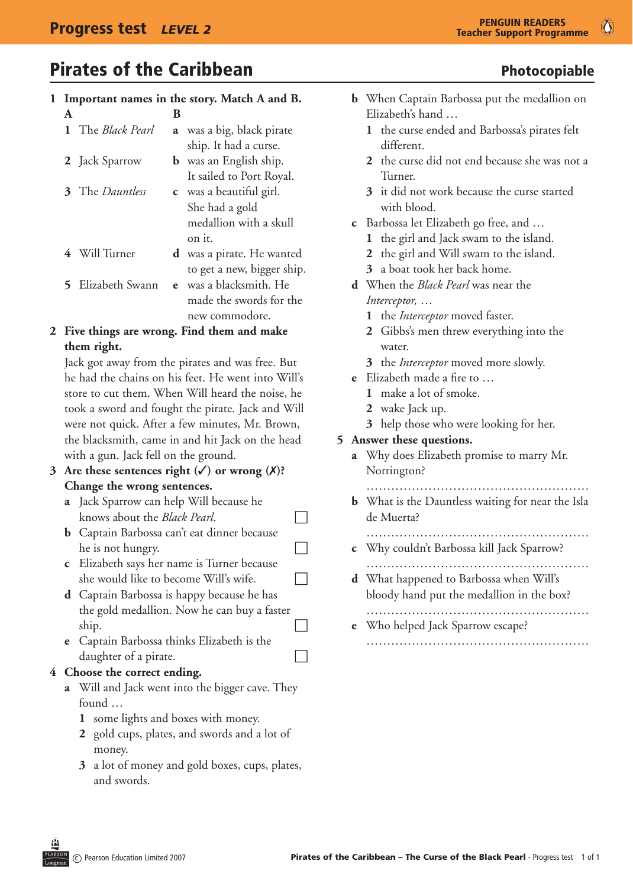# Pirates of the Caribbean

**Photocopiable**

**1 Important names in the story. Match A and B.**

| A | B |
|---|---|
| 1 The *Black Pearl* | a was a big, black pirate ship. It had a curse. |
| 2 Jack Sparrow | b was an English ship. It sailed to Port Royal. |
| 3 The *Dauntless* | c was a beautiful girl. She had a gold medallion with a skull on it. |
| 4 Will Turner | d was a pirate. He wanted to get a new, bigger ship. |
| 5 Elizabeth Swann | e was a blacksmith. He made the swords for the new commodore. |

**2 Five things are wrong. Find them and make them right.**

Jack got away from the pirates and was free. But he had the chains on his feet. He went into Will's store to cut them. When Will heard the noise, he took a sword and fought the pirate. Jack and Will were not quick. After a few minutes, Mr. Brown, the blacksmith, came in and hit Jack on the head with a gun. Jack fell on the ground.

**3 Are these sentences right (✓) or wrong (✗)? Change the wrong sentences.**

a Jack Sparrow can help Will because he knows about the *Black Pearl*. ☐

b Captain Barbossa can't eat dinner because he is not hungry. ☐

c Elizabeth says her name is Turner because she would like to become Will's wife. ☐

d Captain Barbossa is happy because he has the gold medallion. Now he can buy a faster ship. ☐

e Captain Barbossa thinks Elizabeth is the daughter of a pirate. ☐

**4 Choose the correct ending.**

a Will and Jack went into the bigger cave. They found …
  1 some lights and boxes with money.
  2 gold cups, plates, and swords and a lot of money.
  3 a lot of money and gold boxes, cups, plates, and swords.

b When Captain Barbossa put the medallion on Elizabeth's hand …
  1 the curse ended and Barbossa's pirates felt different.
  2 the curse did not end because she was not a Turner.
  3 it did not work because the curse started with blood.

c Barbossa let Elizabeth go free, and …
  1 the girl and Jack swam to the island.
  2 the girl and Will swam to the island.
  3 a boat took her back home.

d When the *Black Pearl* was near the *Interceptor,* …
  1 the *Interceptor* moved faster.
  2 Gibbs's men threw everything into the water.
  3 the *Interceptor* moved more slowly.

e Elizabeth made a fire to …
  1 make a lot of smoke.
  2 wake Jack up.
  3 help those who were looking for her.

**5 Answer these questions.**

a Why does Elizabeth promise to marry Mr. Norrington?

………………………………………………

b What is the Dauntless waiting for near the Isla de Muerta?

………………………………………………

c Why couldn't Barbossa kill Jack Sparrow?

………………………………………………

d What happened to Barbossa when Will's bloody hand put the medallion in the box?

………………………………………………

e Who helped Jack Sparrow escape?

………………………………………………

© Pearson Education Limited 2007